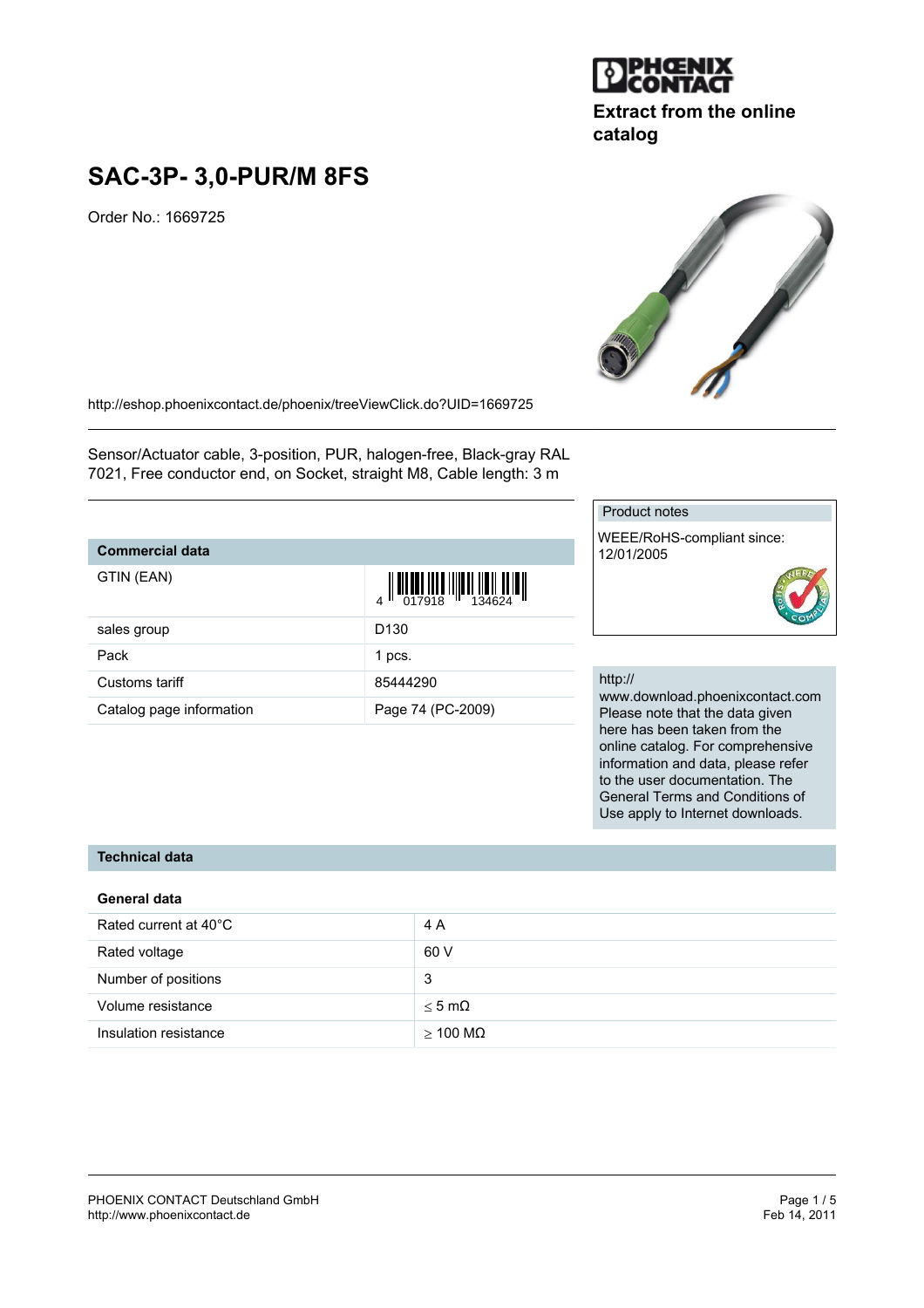Extract from the online catalog

# SAC-3P- 3,0-PUR/M 8FS

Order No.: 1669725

http://eshop.phoenixcontact.de/phoenix/treeViewClick.do?UID=1669725

Sensor/Actuator cable, 3-position, PUR, halogen-free, Black-gray RAL 7021, Free conductor end, on Socket, straight M8, Cable length: 3 m

## Commercial data

| | |
|---|---|
| GTIN (EAN) | 4 017918 134624 |
| sales group | D130 |
| Pack | 1 pcs. |
| Customs tariff | 85444290 |
| Catalog page information | Page 74 (PC-2009) |

Product notes

WEEE/RoHS-compliant since: 12/01/2005

http://www.download.phoenixcontact.com

Please note that the data given here has been taken from the online catalog. For comprehensive information and data, please refer to the user documentation. The General Terms and Conditions of Use apply to Internet downloads.

## Technical data

### General data

| | |
|---|---|
| Rated current at 40°C | 4 A |
| Rated voltage | 60 V |
| Number of positions | 3 |
| Volume resistance | ≤ 5 mΩ |
| Insulation resistance | ≥ 100 MΩ |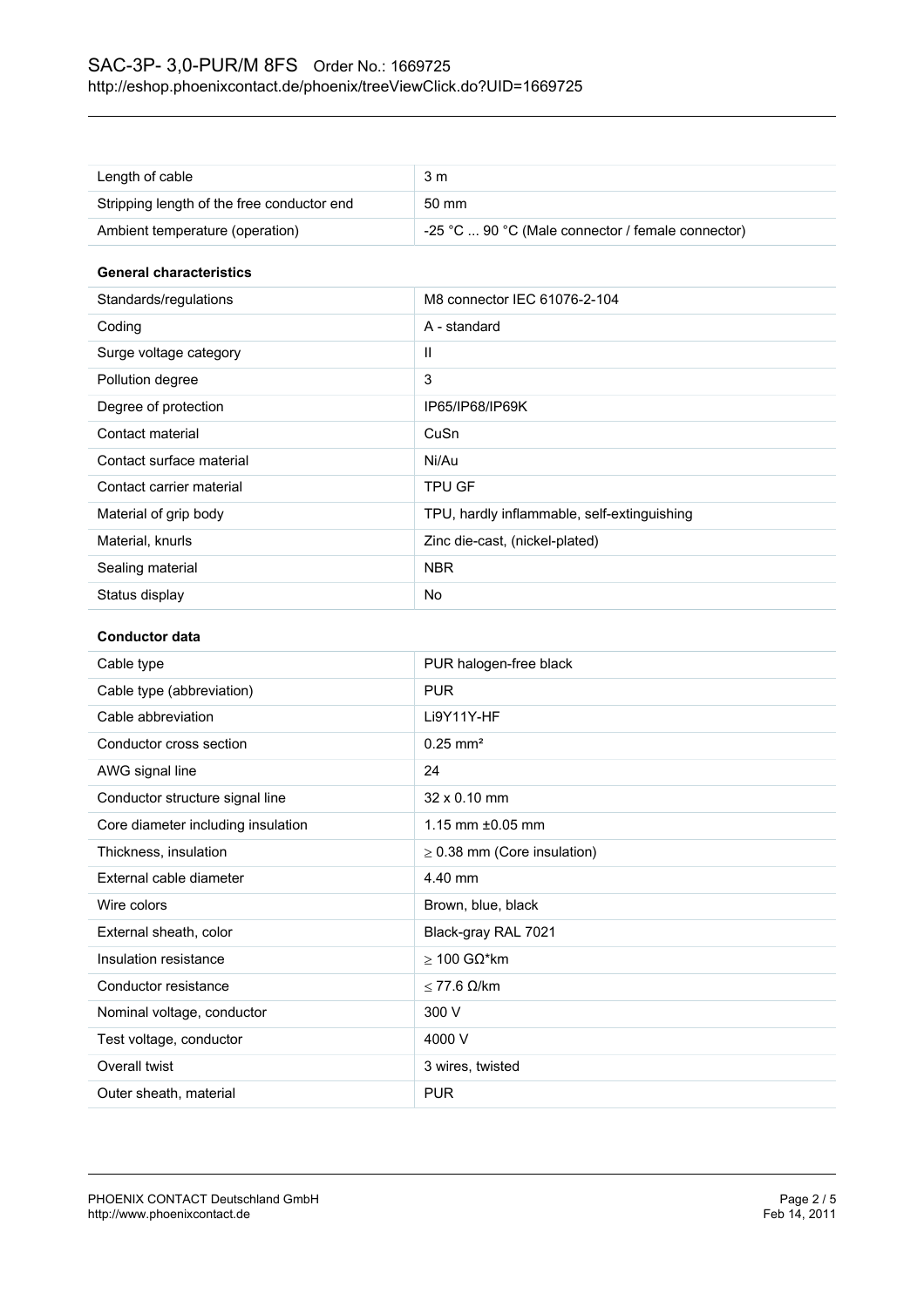| | |
|---|---|
| Length of cable | 3 m |
| Stripping length of the free conductor end | 50 mm |
| Ambient temperature (operation) | -25 °C ... 90 °C (Male connector / female connector) |

**General characteristics**

| | |
|---|---|
| Standards/regulations | M8 connector IEC 61076-2-104 |
| Coding | A - standard |
| Surge voltage category | II |
| Pollution degree | 3 |
| Degree of protection | IP65/IP68/IP69K |
| Contact material | CuSn |
| Contact surface material | Ni/Au |
| Contact carrier material | TPU GF |
| Material of grip body | TPU, hardly inflammable, self-extinguishing |
| Material, knurls | Zinc die-cast, (nickel-plated) |
| Sealing material | NBR |
| Status display | No |

**Conductor data**

| | |
|---|---|
| Cable type | PUR halogen-free black |
| Cable type (abbreviation) | PUR |
| Cable abbreviation | Li9Y11Y-HF |
| Conductor cross section | 0.25 mm² |
| AWG signal line | 24 |
| Conductor structure signal line | 32 x 0.10 mm |
| Core diameter including insulation | 1.15 mm ±0.05 mm |
| Thickness, insulation | ≥ 0.38 mm (Core insulation) |
| External cable diameter | 4.40 mm |
| Wire colors | Brown, blue, black |
| External sheath, color | Black-gray RAL 7021 |
| Insulation resistance | ≥ 100 GΩ*km |
| Conductor resistance | ≤ 77.6 Ω/km |
| Nominal voltage, conductor | 300 V |
| Test voltage, conductor | 4000 V |
| Overall twist | 3 wires, twisted |
| Outer sheath, material | PUR |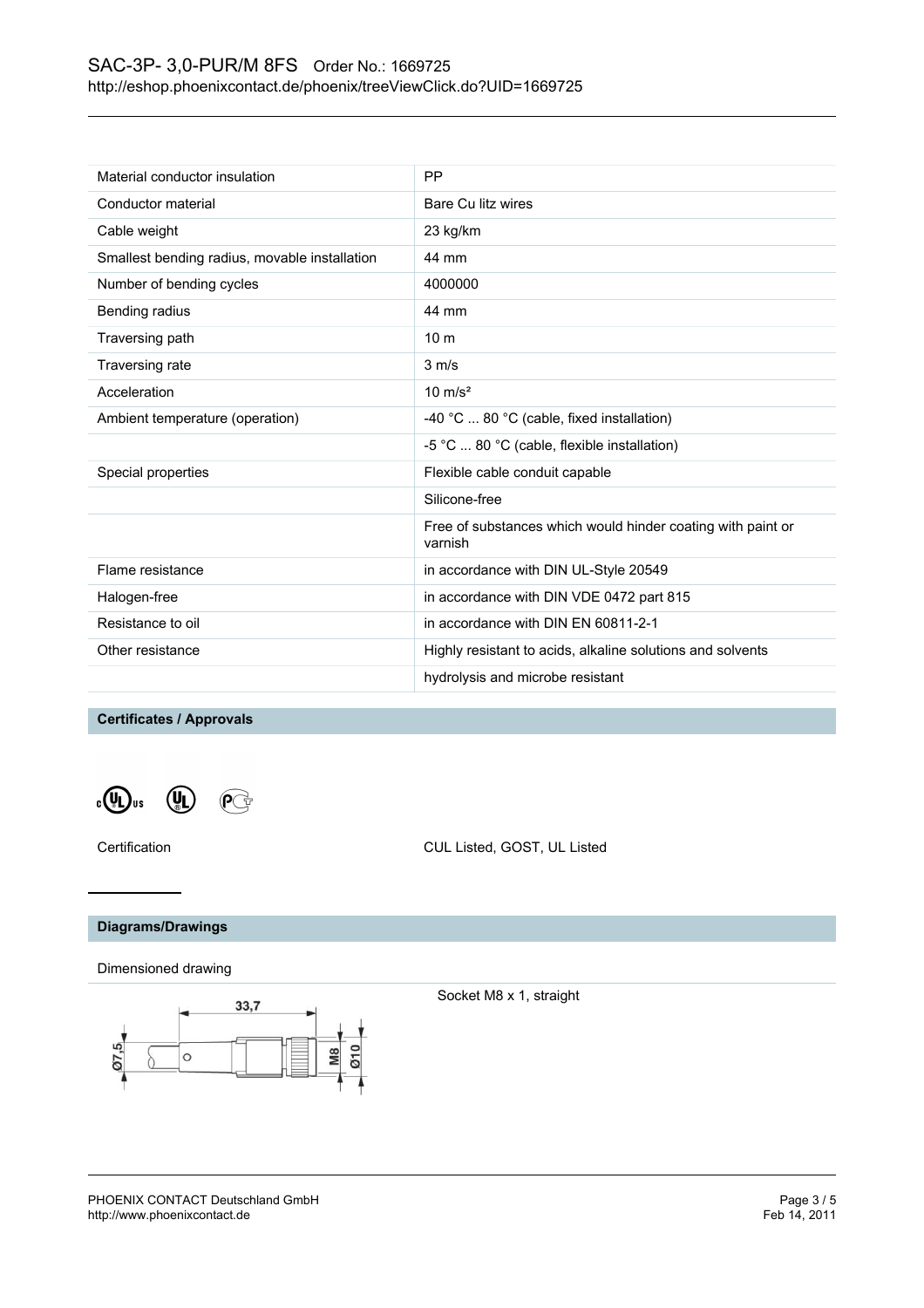| | |
|---|---|
| Material conductor insulation | PP |
| Conductor material | Bare Cu litz wires |
| Cable weight | 23 kg/km |
| Smallest bending radius, movable installation | 44 mm |
| Number of bending cycles | 4000000 |
| Bending radius | 44 mm |
| Traversing path | 10 m |
| Traversing rate | 3 m/s |
| Acceleration | 10 m/s² |
| Ambient temperature (operation) | -40 °C ... 80 °C (cable, fixed installation) |
| | -5 °C ... 80 °C (cable, flexible installation) |
| Special properties | Flexible cable conduit capable |
| | Silicone-free |
| | Free of substances which would hinder coating with paint or varnish |
| Flame resistance | in accordance with DIN UL-Style 20549 |
| Halogen-free | in accordance with DIN VDE 0472 part 815 |
| Resistance to oil | in accordance with DIN EN 60811-2-1 |
| Other resistance | Highly resistant to acids, alkaline solutions and solvents |
| | hydrolysis and microbe resistant |

## Certificates / Approvals

| | |
|---|---|
| Certification | CUL Listed, GOST, UL Listed |

## Diagrams/Drawings

Dimensioned drawing

33,7

Ø7,5

M8

Ø10

Socket M8 x 1, straight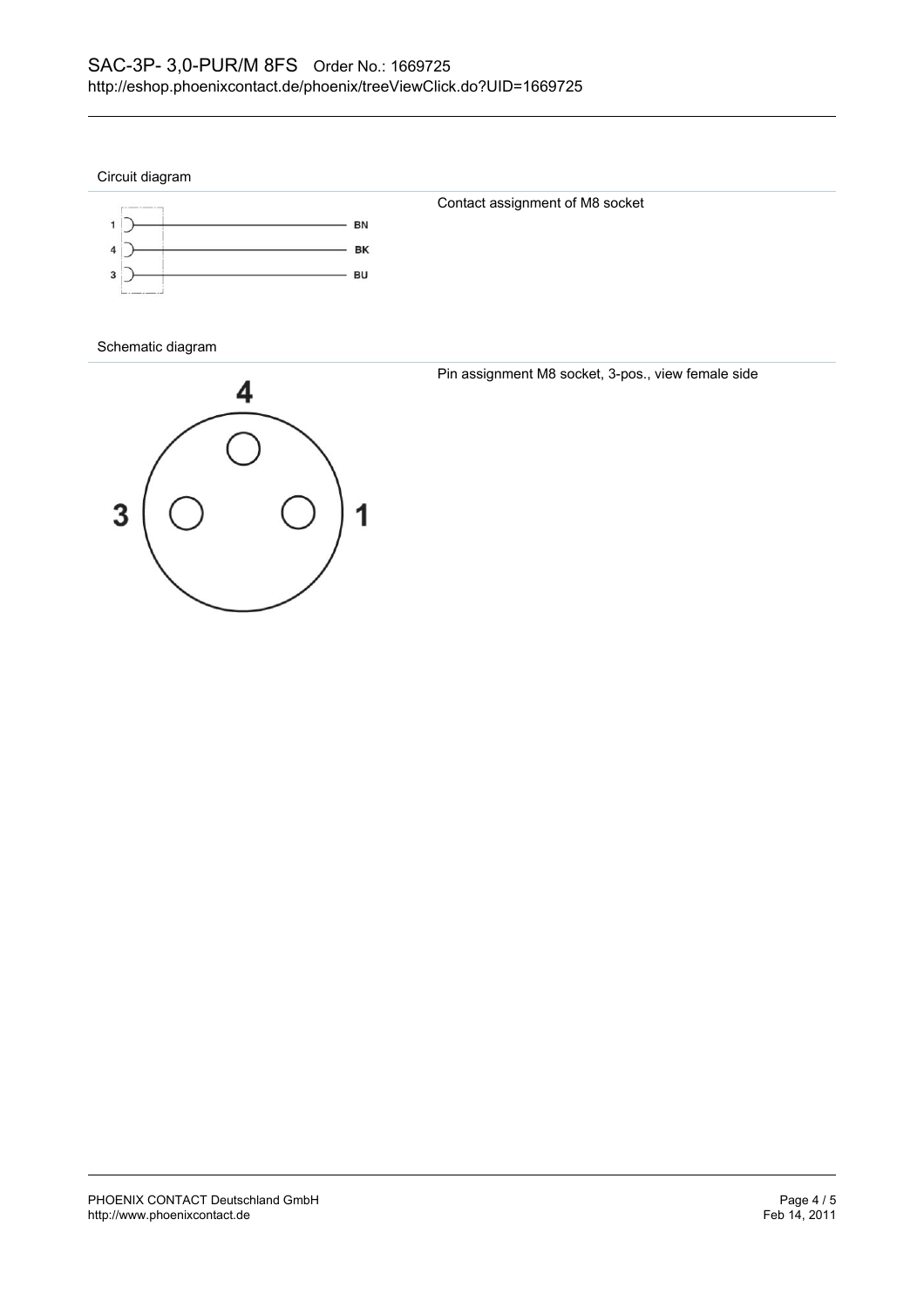Circuit diagram

Contact assignment of M8 socket

1 BN
4 BK
3 BU

Schematic diagram

Pin assignment M8 socket, 3-pos., view female side

4
3
1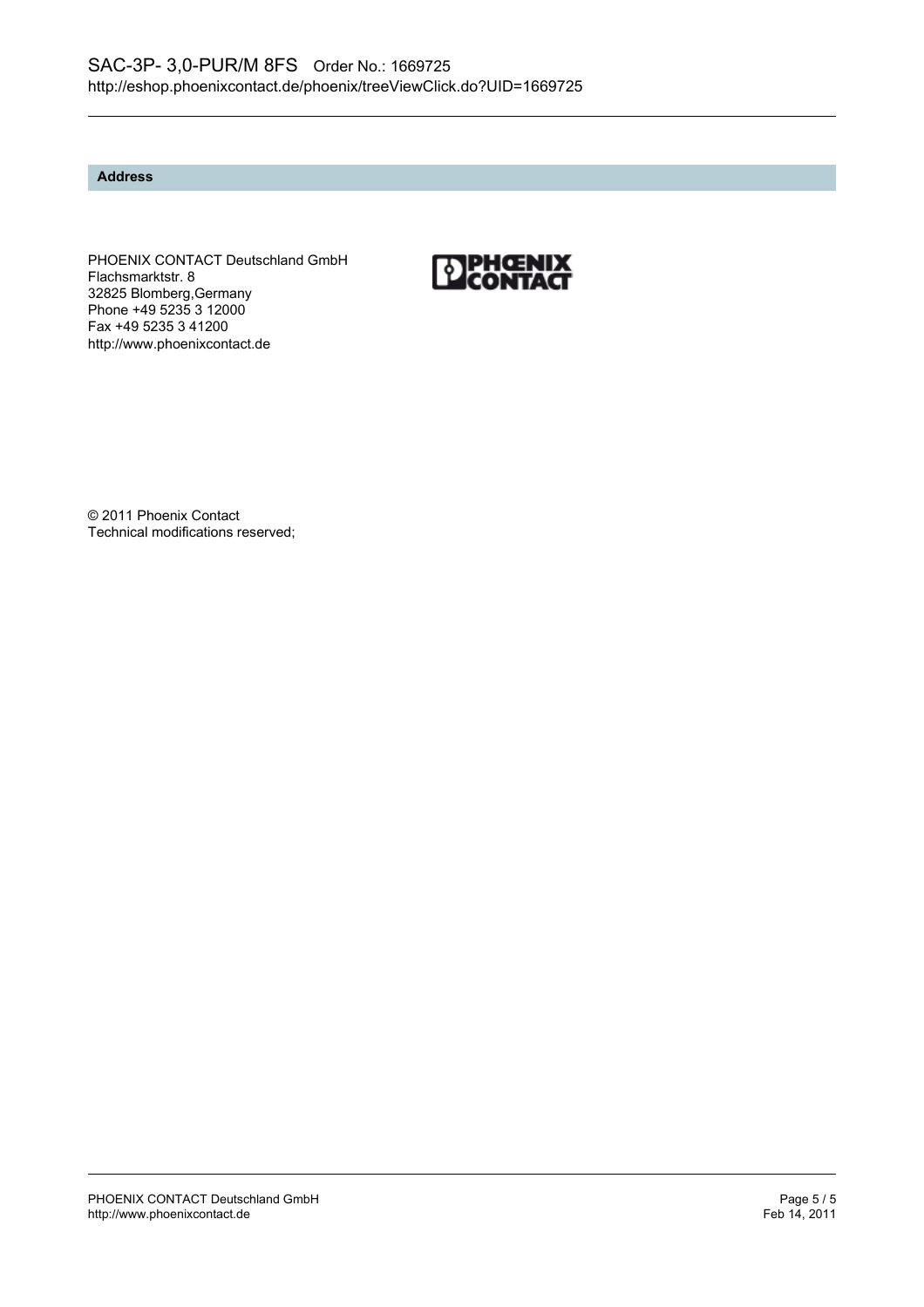## Address

PHOENIX CONTACT Deutschland GmbH
Flachsmarktstr. 8
32825 Blomberg,Germany
Phone +49 5235 3 12000
Fax +49 5235 3 41200
http://www.phoenixcontact.de

© 2011 Phoenix Contact
Technical modifications reserved;